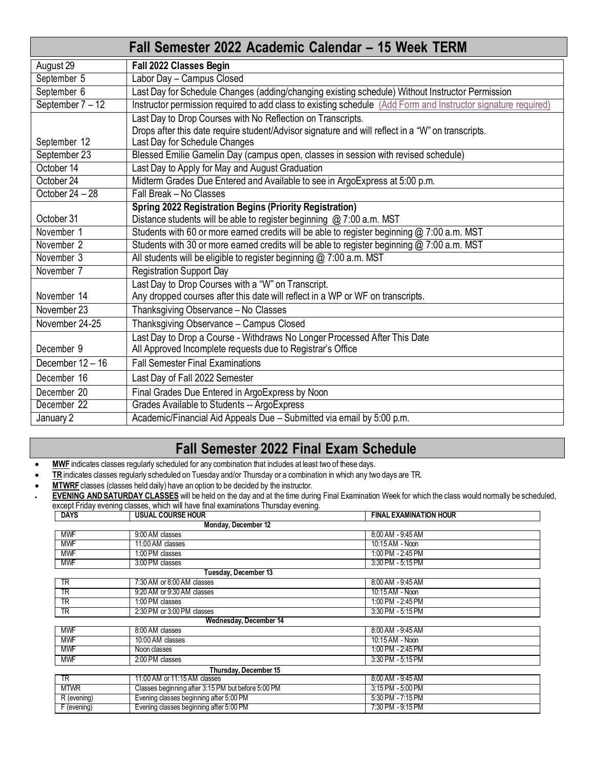# Fall Semester 2022 Academic Calendar – 15 Week TERM

| Date | Event |
|---|---|
| August 29 | **Fall 2022 Classes Begin** |
| September 5 | Labor Day – Campus Closed |
| September 6 | Last Day for Schedule Changes (adding/changing existing schedule) Without Instructor Permission |
| September 7 – 12 | Instructor permission required to add class to existing schedule (Add Form and Instructor signature required) |
| September 12 | Last Day to Drop Courses with No Reflection on Transcripts.<br>Drops after this date require student/Advisor signature and will reflect in a "W" on transcripts.<br>Last Day for Schedule Changes |
| September 23 | Blessed Emilie Gamelin Day (campus open, classes in session with revised schedule) |
| October 14 | Last Day to Apply for May and August Graduation |
| October 24 | Midterm Grades Due Entered and Available to see in ArgoExpress at 5:00 p.m. |
| October 24 – 28 | Fall Break – No Classes |
| October 31 | **Spring 2022 Registration Begins (Priority Registration)**<br>Distance students will be able to register beginning @ 7:00 a.m. MST |
| November 1 | Students with 60 or more earned credits will be able to register beginning @ 7:00 a.m. MST |
| November 2 | Students with 30 or more earned credits will be able to register beginning @ 7:00 a.m. MST |
| November 3 | All students will be eligible to register beginning @ 7:00 a.m. MST |
| November 7 | Registration Support Day |
| November 14 | Last Day to Drop Courses with a "W" on Transcript.<br>Any dropped courses after this date will reflect in a WP or WF on transcripts. |
| November 23 | Thanksgiving Observance – No Classes |
| November 24-25 | Thanksgiving Observance – Campus Closed |
| December 9 | Last Day to Drop a Course - Withdraws No Longer Processed After This Date<br>All Approved Incomplete requests due to Registrar's Office |
| December 12 – 16 | Fall Semester Final Examinations |
| December 16 | Last Day of Fall 2022 Semester |
| December 20 | Final Grades Due Entered in ArgoExpress by Noon |
| December 22 | Grades Available to Students -- ArgoExpress |
| January 2 | Academic/Financial Aid Appeals Due – Submitted via email by 5:00 p.m. |

# Fall Semester 2022 Final Exam Schedule

- **MWF** indicates classes regularly scheduled for any combination that includes at least two of these days.
- **TR** indicates classes regularly scheduled on Tuesday and/or Thursday or a combination in which any two days are TR.
- **MTWRF** classes (classes held daily) have an option to be decided by the instructor.
- **EVENING AND SATURDAY CLASSES** will be held on the day and at the time during Final Examination Week for which the class would normally be scheduled, except Friday evening classes, which will have final examinations Thursday evening.

| DAYS | USUAL COURSE HOUR | FINAL EXAMINATION HOUR |
|---|---|---|
| | **Monday, December 12** | |
| MWF | 9:00 AM classes | 8:00 AM - 9:45 AM |
| MWF | 11:00 AM classes | 10:15 AM - Noon |
| MWF | 1:00 PM classes | 1:00 PM - 2:45 PM |
| MWF | 3:00 PM classes | 3:30 PM - 5:15 PM |
| | **Tuesday, December 13** | |
| TR | 7:30 AM or 8:00 AM classes | 8:00 AM - 9:45 AM |
| TR | 9:20 AM or 9:30 AM classes | 10:15 AM - Noon |
| TR | 1:00 PM classes | 1:00 PM - 2:45 PM |
| TR | 2:30 PM or 3:00 PM classes | 3:30 PM - 5:15 PM |
| | **Wednesday, December 14** | |
| MWF | 8:00 AM classes | 8:00 AM - 9:45 AM |
| MWF | 10:00 AM classes | 10:15 AM - Noon |
| MWF | Noon classes | 1:00 PM - 2:45 PM |
| MWF | 2:00 PM classes | 3:30 PM - 5:15 PM |
| | **Thursday, December 15** | |
| TR | 11:00 AM or 11:15 AM classes | 8:00 AM - 9:45 AM |
| MTWR | Classes beginning after 3:15 PM but before 5:00 PM | 3:15 PM - 5:00 PM |
| R (evening) | Evening classes beginning after 5:00 PM | 5:30 PM - 7:15 PM |
| F (evening) | Evening classes beginning after 5:00 PM | 7:30 PM - 9:15 PM |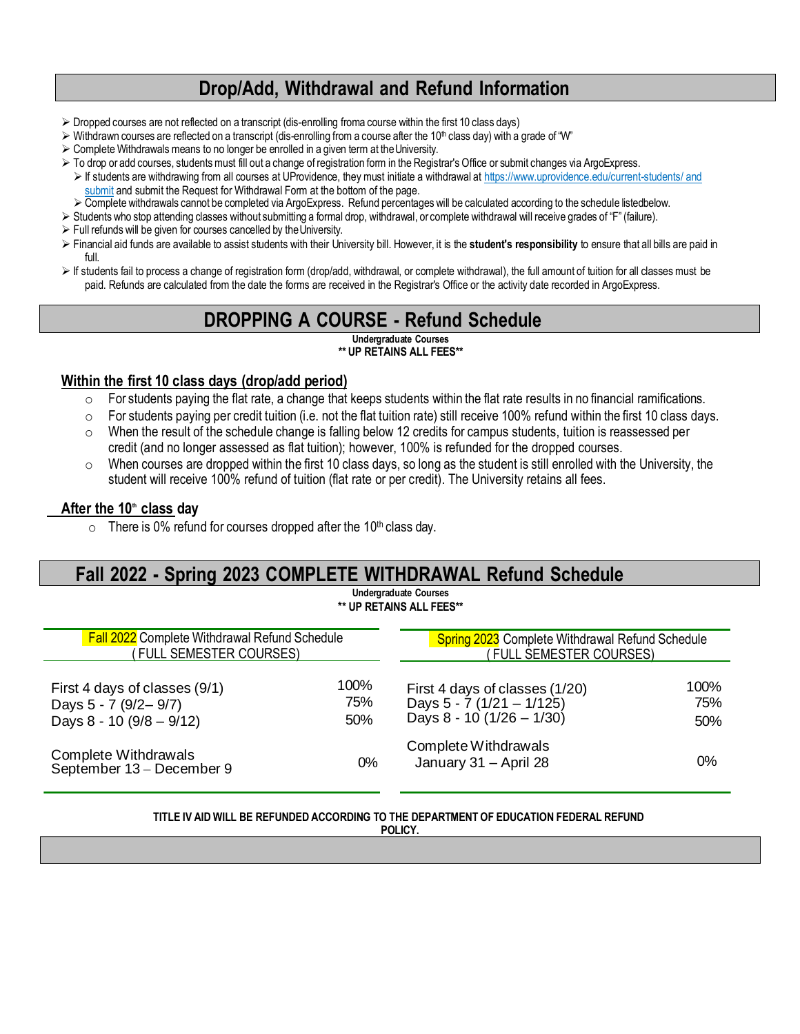# Drop/Add, Withdrawal and Refund Information

- Dropped courses are not reflected on a transcript (dis-enrolling froma course within the first 10 class days)
- Withdrawn courses are reflected on a transcript (dis-enrolling from a course after the 10th class day) with a grade of "W"
- Complete Withdrawals means to no longer be enrolled in a given term at the University.
- To drop or add courses, students must fill out a change of registration form in the Registrar's Office or submit changes via ArgoExpress.
  - If students are withdrawing from all courses at UProvidence, they must initiate a withdrawal at https://www.uprovidence.edu/current-students/ and submit and submit the Request for Withdrawal Form at the bottom of the page.
  - Complete withdrawals cannot be completed via ArgoExpress. Refund percentages will be calculated according to the schedule listedbelow.
- Students who stop attending classes without submitting a formal drop, withdrawal, or complete withdrawal will receive grades of "F" (failure).
- Full refunds will be given for courses cancelled by the University.
- Financial aid funds are available to assist students with their University bill. However, it is the **student's responsibility** to ensure that all bills are paid in full.
- If students fail to process a change of registration form (drop/add, withdrawal, or complete withdrawal), the full amount of tuition for all classes must be paid. Refunds are calculated from the date the forms are received in the Registrar's Office or the activity date recorded in ArgoExpress.

# DROPPING A COURSE - Refund Schedule

**Undergraduate Courses**
**\*\* UP RETAINS ALL FEES\*\***

## Within the first 10 class days (drop/add period)

- For students paying the flat rate, a change that keeps students within the flat rate results in no financial ramifications.
- For students paying per credit tuition (i.e. not the flat tuition rate) still receive 100% refund within the first 10 class days.
- When the result of the schedule change is falling below 12 credits for campus students, tuition is reassessed per credit (and no longer assessed as flat tuition); however, 100% is refunded for the dropped courses.
- When courses are dropped within the first 10 class days, so long as the student is still enrolled with the University, the student will receive 100% refund of tuition (flat rate or per credit). The University retains all fees.

## After the 10th class day

- There is 0% refund for courses dropped after the 10th class day.

# Fall 2022 - Spring 2023 COMPLETE WITHDRAWAL Refund Schedule

**Undergraduate Courses**
**\*\* UP RETAINS ALL FEES\*\***

| Fall 2022 Complete Withdrawal Refund Schedule (FULL SEMESTER COURSES) | |
|---|---|
| First 4 days of classes (9/1) | 100% |
| Days 5 - 7 (9/2– 9/7) | 75% |
| Days 8 - 10 (9/8 – 9/12) | 50% |
| Complete Withdrawals September 13 – December 9 | 0% |

| Spring 2023 Complete Withdrawal Refund Schedule (FULL SEMESTER COURSES) | |
|---|---|
| First 4 days of classes (1/20) | 100% |
| Days 5 - 7 (1/21 – 1/125) | 75% |
| Days 8 - 10 (1/26 – 1/30) | 50% |
| Complete Withdrawals January 31 – April 28 | 0% |

**TITLE IV AID WILL BE REFUNDED ACCORDING TO THE DEPARTMENT OF EDUCATION FEDERAL REFUND POLICY.**